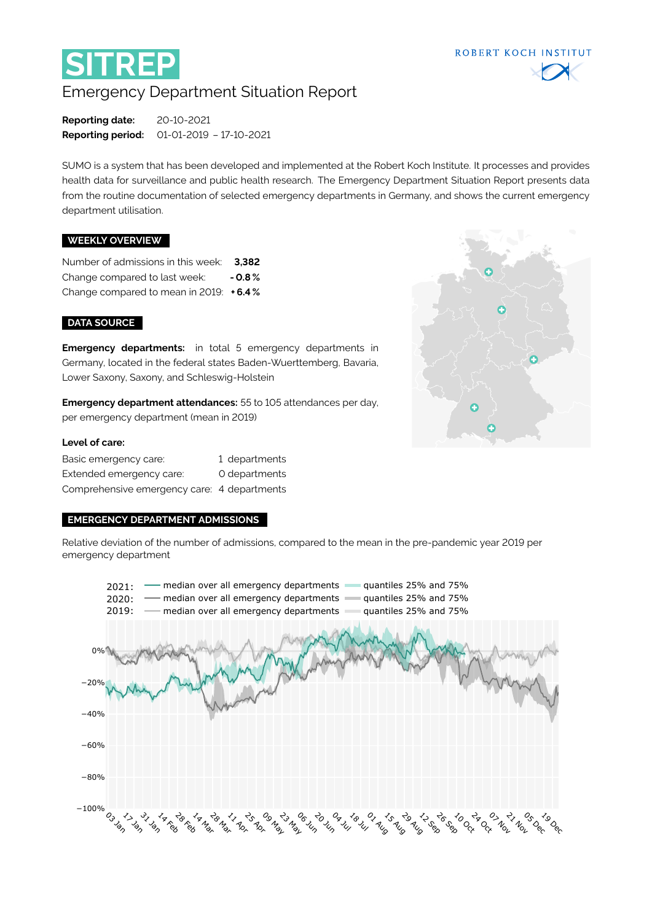# SITREP

Emergency Department Situation Report

ROBERT KOCH INSTITUT

**Reporting date:** 20-10-2021
**Reporting period:** 01-01-2019 – 17-10-2021

SUMO is a system that has been developed and implemented at the Robert Koch Institute. It processes and provides health data for surveillance and public health research. The Emergency Department Situation Report presents data from the routine documentation of selected emergency departments in Germany, and shows the current emergency department utilisation.

## WEEKLY OVERVIEW

| | |
|---|---|
| Number of admissions in this week: | **3,382** |
| Change compared to last week: | **- 0.8 %** |
| Change compared to mean in 2019: | **+ 6.4 %** |

## DATA SOURCE

**Emergency departments:** in total 5 emergency departments in Germany, located in the federal states Baden-Wuerttemberg, Bavaria, Lower Saxony, Saxony, and Schleswig-Holstein

**Emergency department attendances:** 55 to 105 attendances per day, per emergency department (mean in 2019)

**Level of care:**

| | |
|---|---|
| Basic emergency care: | 1 departments |
| Extended emergency care: | 0 departments |
| Comprehensive emergency care: | 4 departments |

## EMERGENCY DEPARTMENT ADMISSIONS

Relative deviation of the number of admissions, compared to the mean in the pre-pandemic year 2019 per emergency department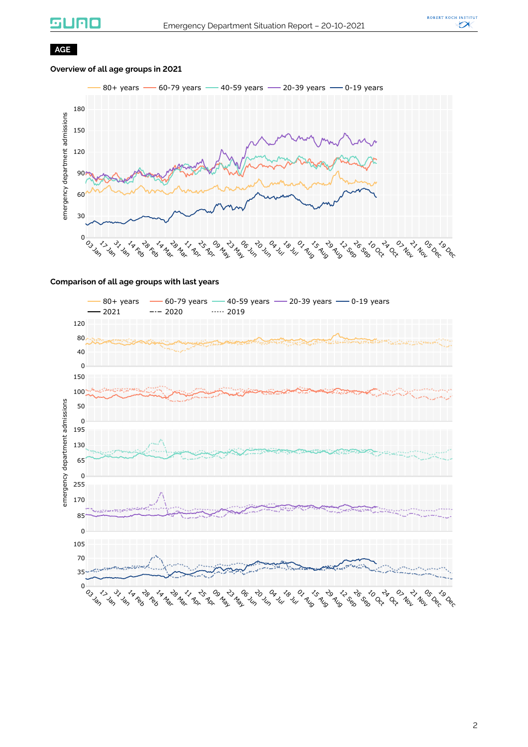**AGE**

### Overview of all age groups in 2021

### Comparison of all age groups with last years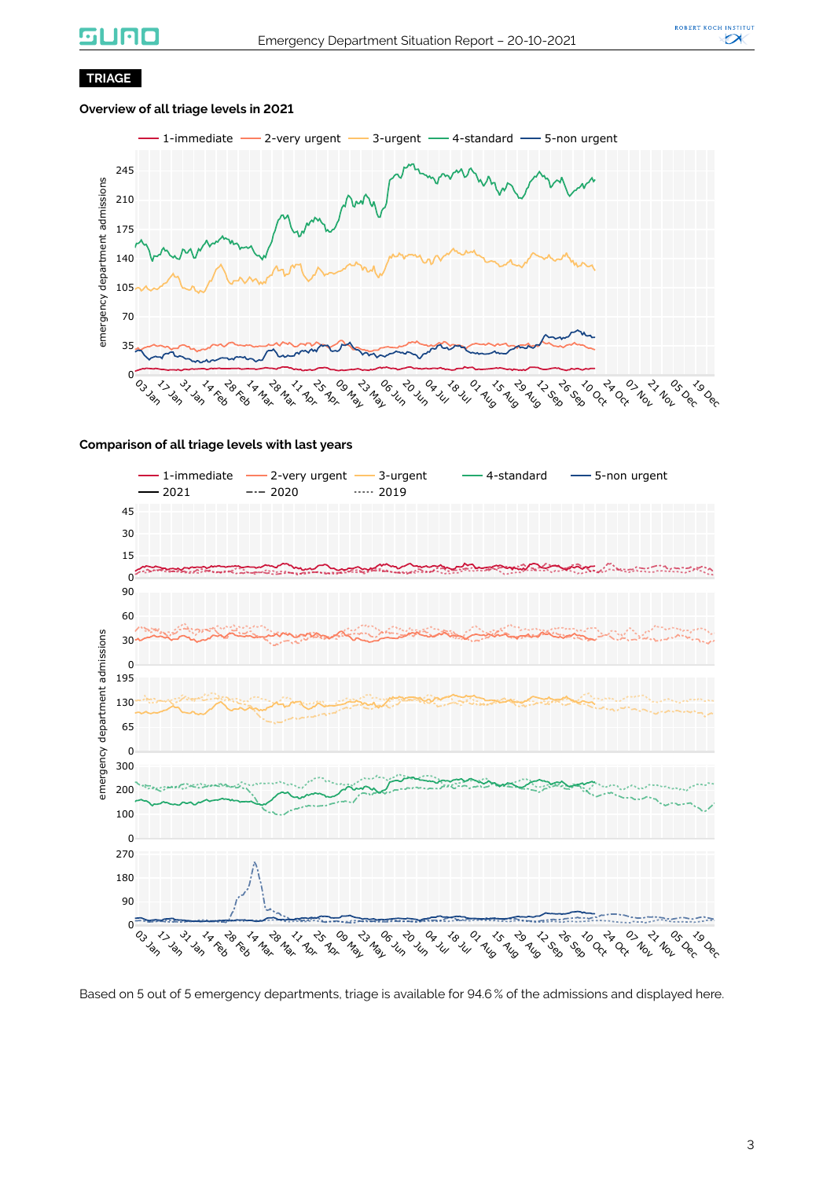## TRIAGE

### Overview of all triage levels in 2021

### Comparison of all triage levels with last years

Based on 5 out of 5 emergency departments, triage is available for 94.6 % of the admissions and displayed here.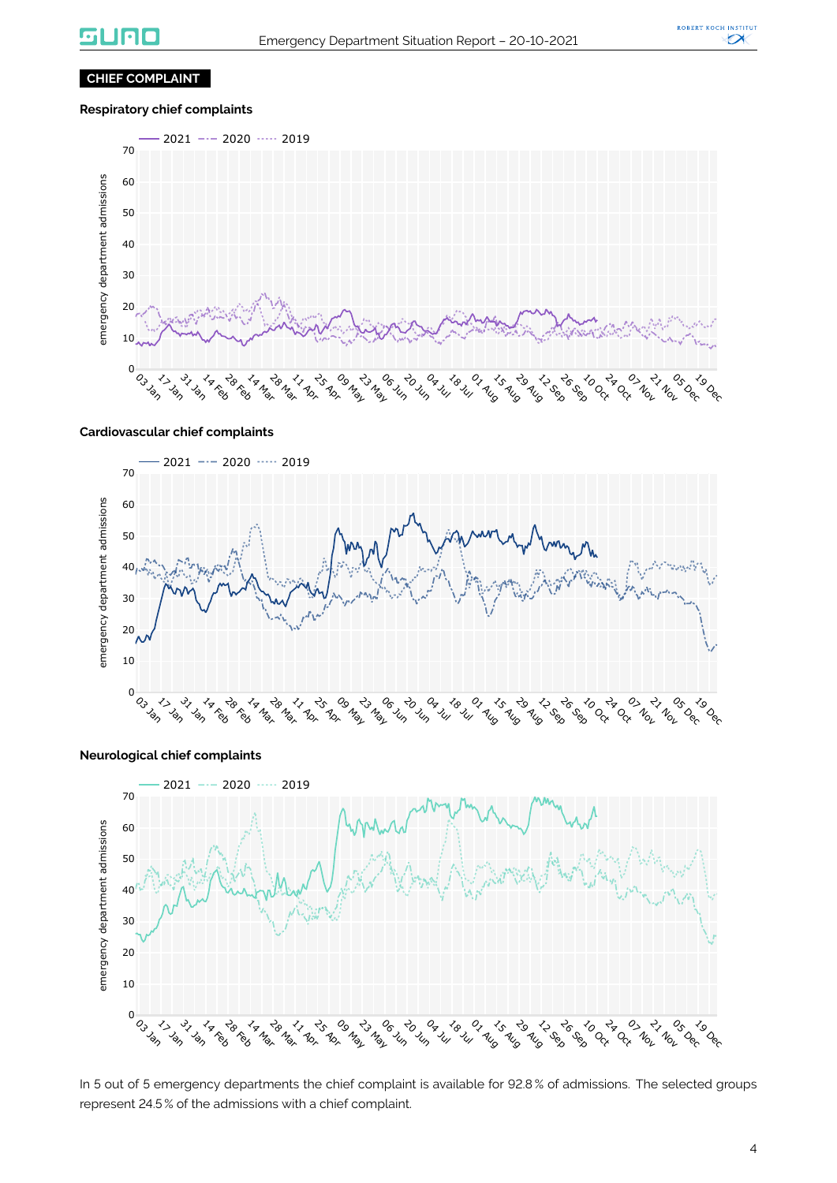## CHIEF COMPLAINT

### Respiratory chief complaints

### Cardiovascular chief complaints

### Neurological chief complaints

In 5 out of 5 emergency departments the chief complaint is available for 92.8 % of admissions. The selected groups represent 24.5 % of the admissions with a chief complaint.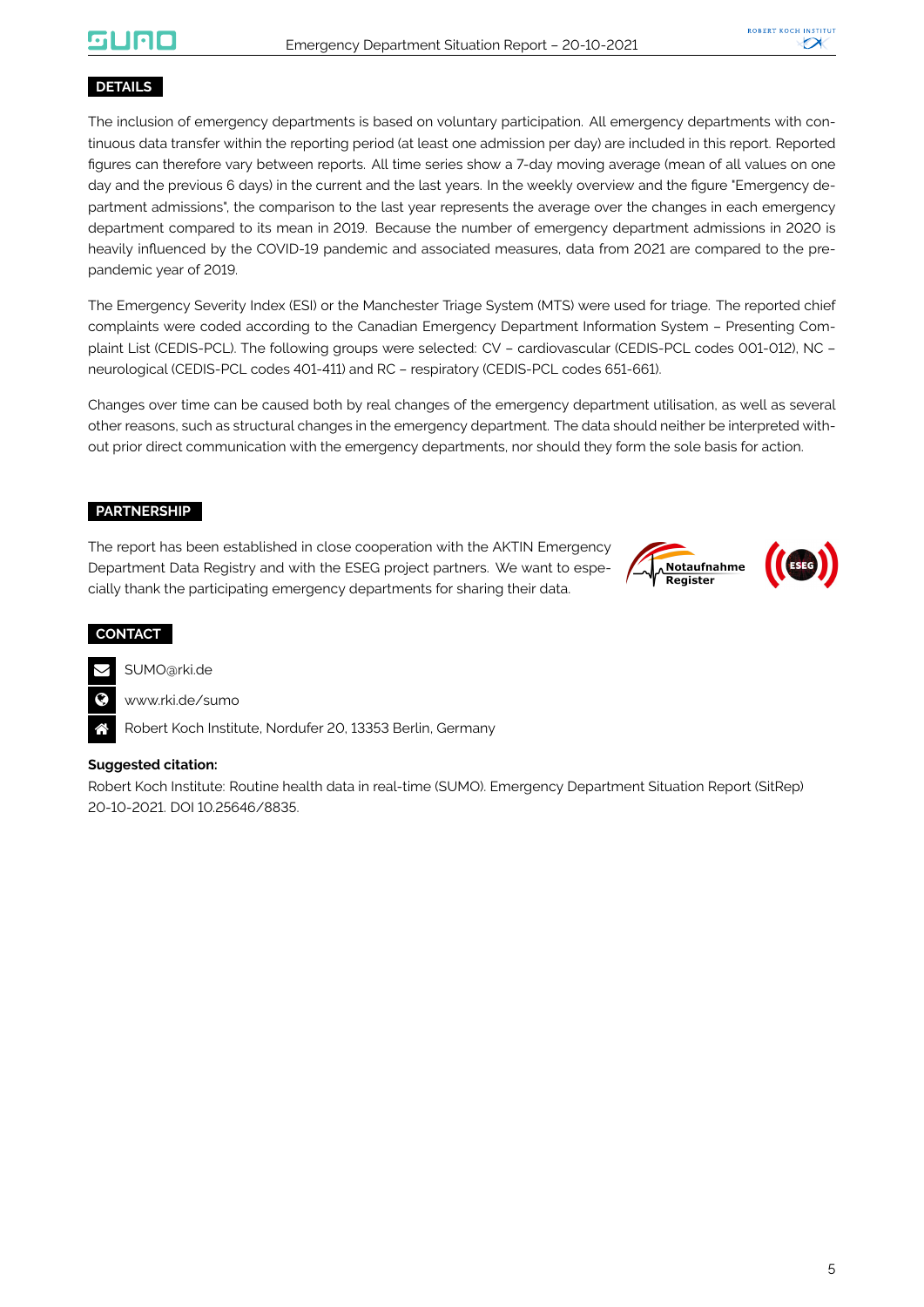## DETAILS

The inclusion of emergency departments is based on voluntary participation. All emergency departments with continuous data transfer within the reporting period (at least one admission per day) are included in this report. Reported figures can therefore vary between reports. All time series show a 7-day moving average (mean of all values on one day and the previous 6 days) in the current and the last years. In the weekly overview and the figure "Emergency department admissions", the comparison to the last year represents the average over the changes in each emergency department compared to its mean in 2019. Because the number of emergency department admissions in 2020 is heavily influenced by the COVID-19 pandemic and associated measures, data from 2021 are compared to the pre-pandemic year of 2019.

The Emergency Severity Index (ESI) or the Manchester Triage System (MTS) were used for triage. The reported chief complaints were coded according to the Canadian Emergency Department Information System – Presenting Complaint List (CEDIS-PCL). The following groups were selected: CV – cardiovascular (CEDIS-PCL codes 001-012), NC – neurological (CEDIS-PCL codes 401-411) and RC – respiratory (CEDIS-PCL codes 651-661).

Changes over time can be caused both by real changes of the emergency department utilisation, as well as several other reasons, such as structural changes in the emergency department. The data should neither be interpreted without prior direct communication with the emergency departments, nor should they form the sole basis for action.

## PARTNERSHIP

The report has been established in close cooperation with the AKTIN Emergency Department Data Registry and with the ESEG project partners. We want to especially thank the participating emergency departments for sharing their data.

Notaufnahme Register

ESEG

## CONTACT

SUMO@rki.de

www.rki.de/sumo

Robert Koch Institute, Nordufer 20, 13353 Berlin, Germany

**Suggested citation:**

Robert Koch Institute: Routine health data in real-time (SUMO). Emergency Department Situation Report (SitRep) 20-10-2021. DOI 10.25646/8835.